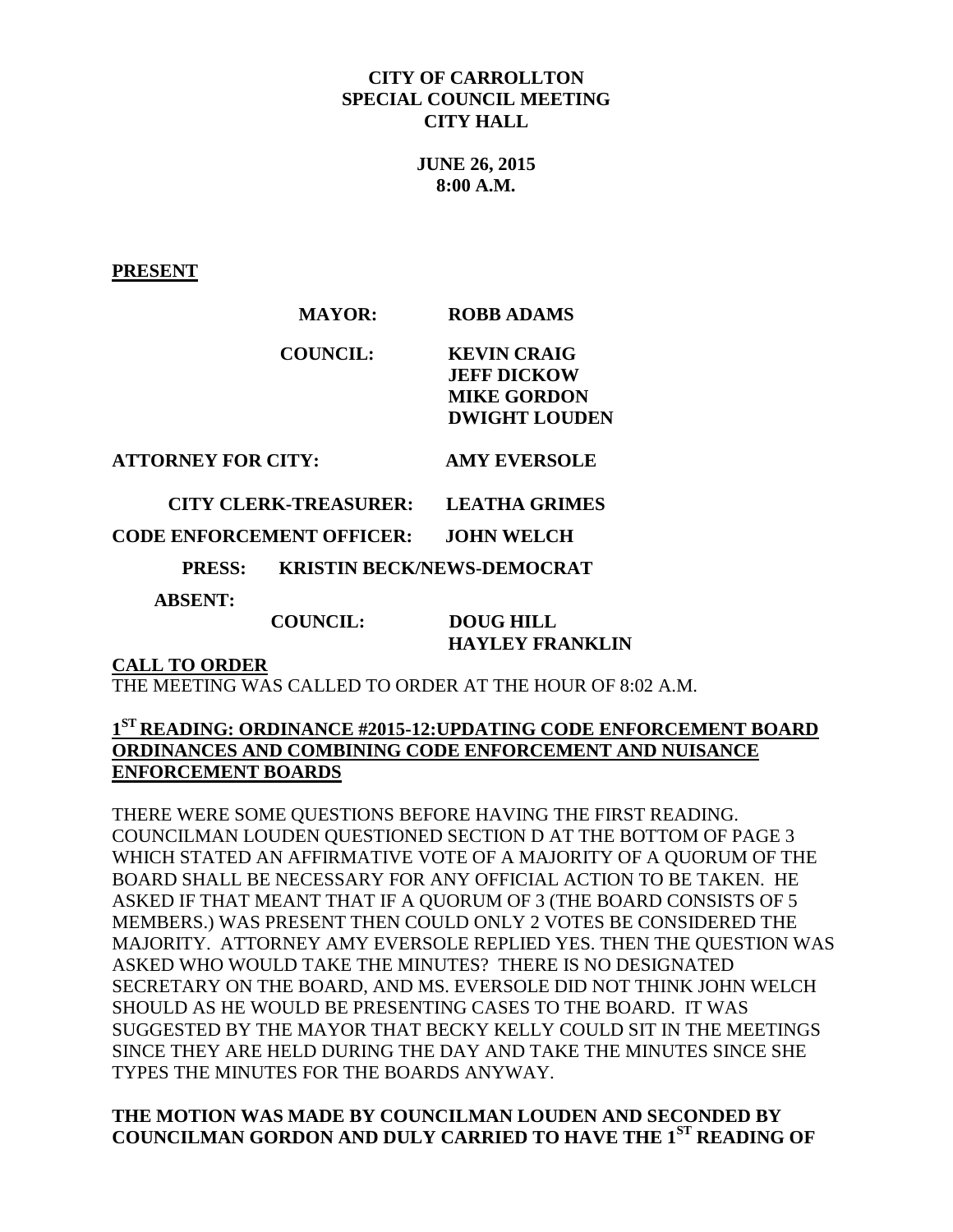**CITY OF CARROLLTON**
**SPECIAL COUNCIL MEETING**
**CITY HALL**

**JUNE 26, 2015**
**8:00 A.M.**

**PRESENT**

**MAYOR:** **ROBB ADAMS**

**COUNCIL:** **KEVIN CRAIG**
**JEFF DICKOW**
**MIKE GORDON**
**DWIGHT LOUDEN**

**ATTORNEY FOR CITY:** **AMY EVERSOLE**

**CITY CLERK-TREASURER:** **LEATHA GRIMES**

**CODE ENFORCEMENT OFFICER:** **JOHN WELCH**

**PRESS:** **KRISTIN BECK/NEWS-DEMOCRAT**

**ABSENT:**

**COUNCIL:** **DOUG HILL**
**HAYLEY FRANKLIN**

**CALL TO ORDER**

THE MEETING WAS CALLED TO ORDER AT THE HOUR OF 8:02 A.M.

**1ST READING: ORDINANCE #2015-12:UPDATING CODE ENFORCEMENT BOARD ORDINANCES AND COMBINING CODE ENFORCEMENT AND NUISANCE ENFORCEMENT BOARDS**

THERE WERE SOME QUESTIONS BEFORE HAVING THE FIRST READING. COUNCILMAN LOUDEN QUESTIONED SECTION D AT THE BOTTOM OF PAGE 3 WHICH STATED AN AFFIRMATIVE VOTE OF A MAJORITY OF A QUORUM OF THE BOARD SHALL BE NECESSARY FOR ANY OFFICIAL ACTION TO BE TAKEN. HE ASKED IF THAT MEANT THAT IF A QUORUM OF 3 (THE BOARD CONSISTS OF 5 MEMBERS.) WAS PRESENT THEN COULD ONLY 2 VOTES BE CONSIDERED THE MAJORITY. ATTORNEY AMY EVERSOLE REPLIED YES. THEN THE QUESTION WAS ASKED WHO WOULD TAKE THE MINUTES? THERE IS NO DESIGNATED SECRETARY ON THE BOARD, AND MS. EVERSOLE DID NOT THINK JOHN WELCH SHOULD AS HE WOULD BE PRESENTING CASES TO THE BOARD. IT WAS SUGGESTED BY THE MAYOR THAT BECKY KELLY COULD SIT IN THE MEETINGS SINCE THEY ARE HELD DURING THE DAY AND TAKE THE MINUTES SINCE SHE TYPES THE MINUTES FOR THE BOARDS ANYWAY.

**THE MOTION WAS MADE BY COUNCILMAN LOUDEN AND SECONDED BY COUNCILMAN GORDON AND DULY CARRIED TO HAVE THE 1ST READING OF**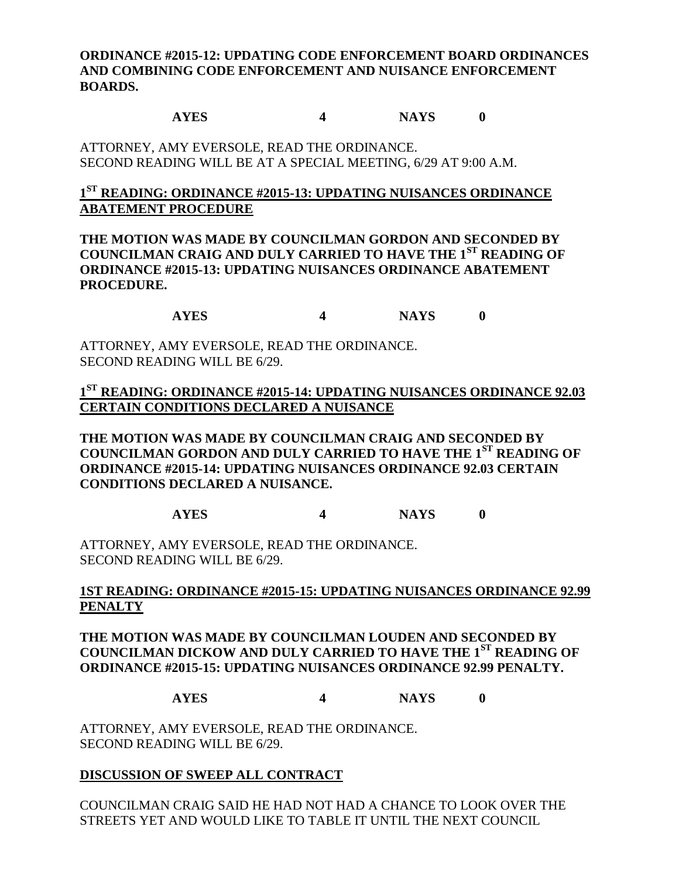**ORDINANCE #2015-12: UPDATING CODE ENFORCEMENT BOARD ORDINANCES AND COMBINING CODE ENFORCEMENT AND NUISANCE ENFORCEMENT BOARDS.**

**AYES 4 NAYS 0**

ATTORNEY, AMY EVERSOLE, READ THE ORDINANCE.
SECOND READING WILL BE AT A SPECIAL MEETING, 6/29 AT 9:00 A.M.

**1ST READING: ORDINANCE #2015-13: UPDATING NUISANCES ORDINANCE ABATEMENT PROCEDURE**

**THE MOTION WAS MADE BY COUNCILMAN GORDON AND SECONDED BY COUNCILMAN CRAIG AND DULY CARRIED TO HAVE THE 1ST READING OF ORDINANCE #2015-13: UPDATING NUISANCES ORDINANCE ABATEMENT PROCEDURE.**

**AYES 4 NAYS 0**

ATTORNEY, AMY EVERSOLE, READ THE ORDINANCE.
SECOND READING WILL BE 6/29.

**1ST READING: ORDINANCE #2015-14: UPDATING NUISANCES ORDINANCE 92.03 CERTAIN CONDITIONS DECLARED A NUISANCE**

**THE MOTION WAS MADE BY COUNCILMAN CRAIG AND SECONDED BY COUNCILMAN GORDON AND DULY CARRIED TO HAVE THE 1ST READING OF ORDINANCE #2015-14: UPDATING NUISANCES ORDINANCE 92.03 CERTAIN CONDITIONS DECLARED A NUISANCE.**

**AYES 4 NAYS 0**

ATTORNEY, AMY EVERSOLE, READ THE ORDINANCE.
SECOND READING WILL BE 6/29.

**1ST READING: ORDINANCE #2015-15: UPDATING NUISANCES ORDINANCE 92.99 PENALTY**

**THE MOTION WAS MADE BY COUNCILMAN LOUDEN AND SECONDED BY COUNCILMAN DICKOW AND DULY CARRIED TO HAVE THE 1ST READING OF ORDINANCE #2015-15: UPDATING NUISANCES ORDINANCE 92.99 PENALTY.**

**AYES 4 NAYS 0**

ATTORNEY, AMY EVERSOLE, READ THE ORDINANCE.
SECOND READING WILL BE 6/29.

**DISCUSSION OF SWEEP ALL CONTRACT**

COUNCILMAN CRAIG SAID HE HAD NOT HAD A CHANCE TO LOOK OVER THE STREETS YET AND WOULD LIKE TO TABLE IT UNTIL THE NEXT COUNCIL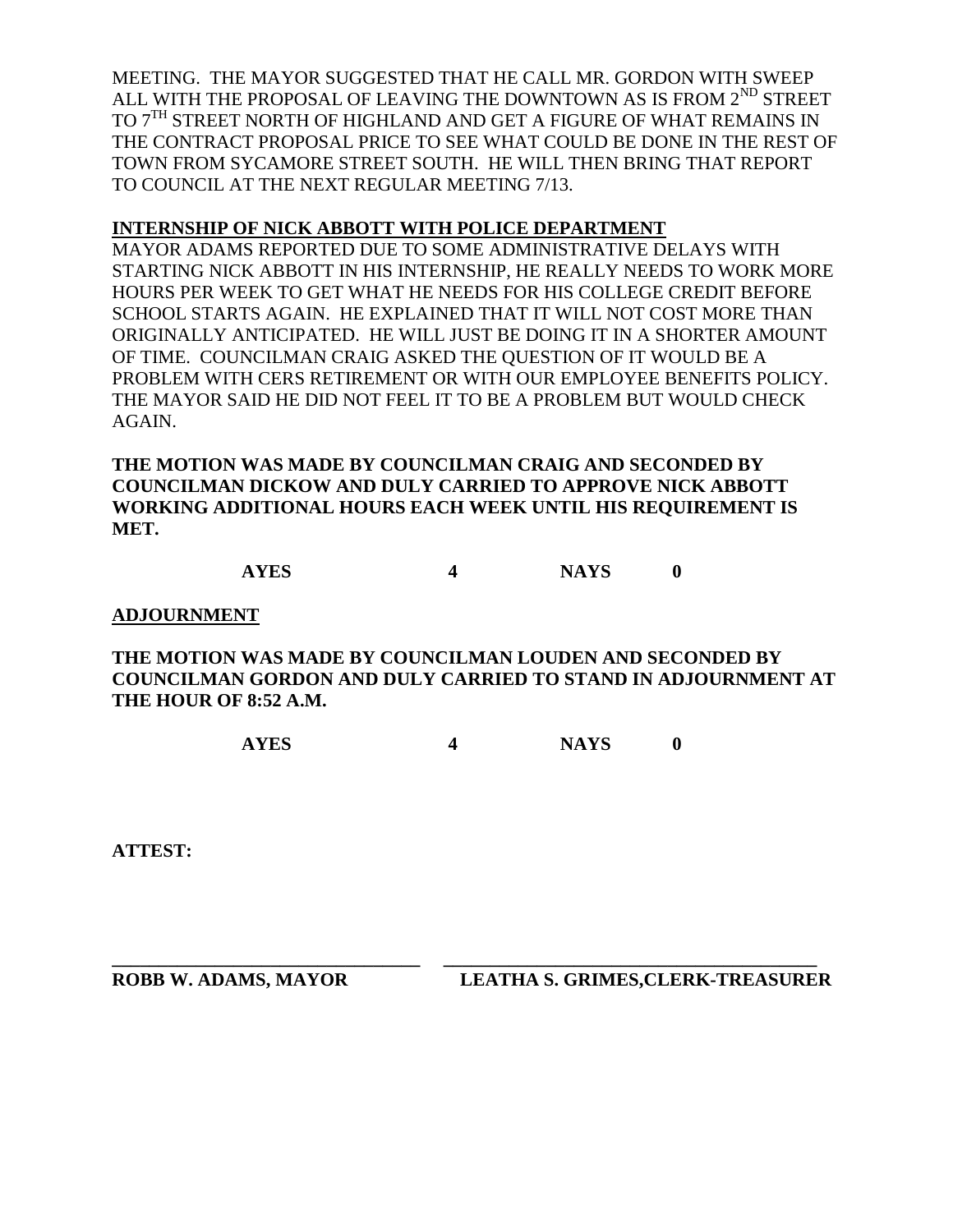MEETING. THE MAYOR SUGGESTED THAT HE CALL MR. GORDON WITH SWEEP ALL WITH THE PROPOSAL OF LEAVING THE DOWNTOWN AS IS FROM 2ND STREET TO 7TH STREET NORTH OF HIGHLAND AND GET A FIGURE OF WHAT REMAINS IN THE CONTRACT PROPOSAL PRICE TO SEE WHAT COULD BE DONE IN THE REST OF TOWN FROM SYCAMORE STREET SOUTH. HE WILL THEN BRING THAT REPORT TO COUNCIL AT THE NEXT REGULAR MEETING 7/13.

**INTERNSHIP OF NICK ABBOTT WITH POLICE DEPARTMENT**

MAYOR ADAMS REPORTED DUE TO SOME ADMINISTRATIVE DELAYS WITH STARTING NICK ABBOTT IN HIS INTERNSHIP, HE REALLY NEEDS TO WORK MORE HOURS PER WEEK TO GET WHAT HE NEEDS FOR HIS COLLEGE CREDIT BEFORE SCHOOL STARTS AGAIN. HE EXPLAINED THAT IT WILL NOT COST MORE THAN ORIGINALLY ANTICIPATED. HE WILL JUST BE DOING IT IN A SHORTER AMOUNT OF TIME. COUNCILMAN CRAIG ASKED THE QUESTION OF IT WOULD BE A PROBLEM WITH CERS RETIREMENT OR WITH OUR EMPLOYEE BENEFITS POLICY. THE MAYOR SAID HE DID NOT FEEL IT TO BE A PROBLEM BUT WOULD CHECK AGAIN.

**THE MOTION WAS MADE BY COUNCILMAN CRAIG AND SECONDED BY COUNCILMAN DICKOW AND DULY CARRIED TO APPROVE NICK ABBOTT WORKING ADDITIONAL HOURS EACH WEEK UNTIL HIS REQUIREMENT IS MET.**

**AYES 4 NAYS 0**

**ADJOURNMENT**

**THE MOTION WAS MADE BY COUNCILMAN LOUDEN AND SECONDED BY COUNCILMAN GORDON AND DULY CARRIED TO STAND IN ADJOURNMENT AT THE HOUR OF 8:52 A.M.**

**AYES 4 NAYS 0**

**ATTEST:**

______________________________ ______________________________

**ROBB W. ADAMS, MAYOR** **LEATHA S. GRIMES,CLERK-TREASURER**